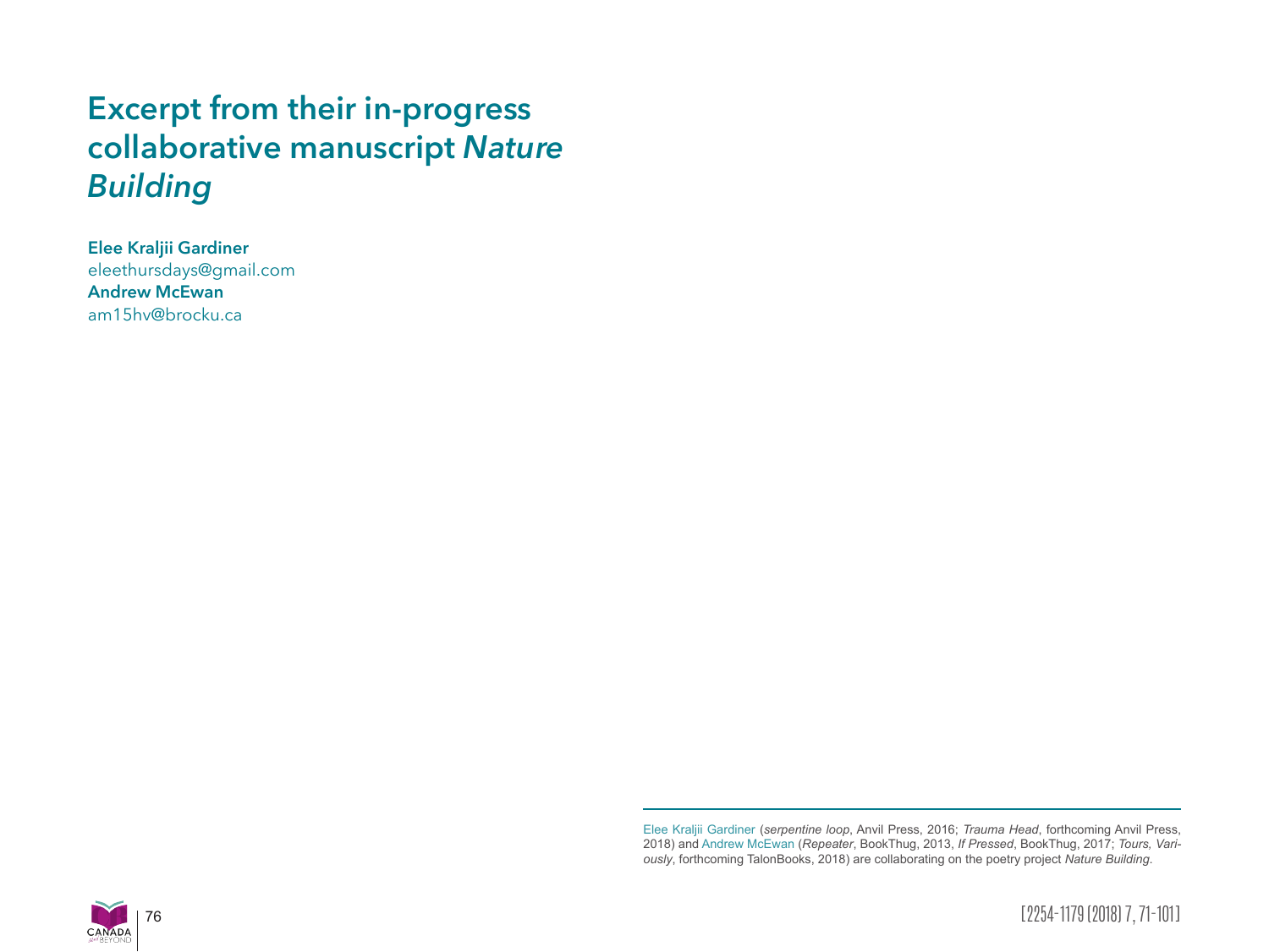# Excerpt from their in-progress collaborative manuscript *Nature Building*

**Elee Kraljii Gardiner**
eleethursdays@gmail.com
**Andrew McEwan**
am15hv@brocku.ca

---

Elee Kraljii Gardiner (*serpentine loop*, Anvil Press, 2016; *Trauma Head*, forthcoming Anvil Press, 2018) and Andrew McEwan (*Repeater*, BookThug, 2013, *If Pressed*, BookThug, 2017; *Tours, Variously*, forthcoming TalonBooks, 2018) are collaborating on the poetry project *Nature Building*.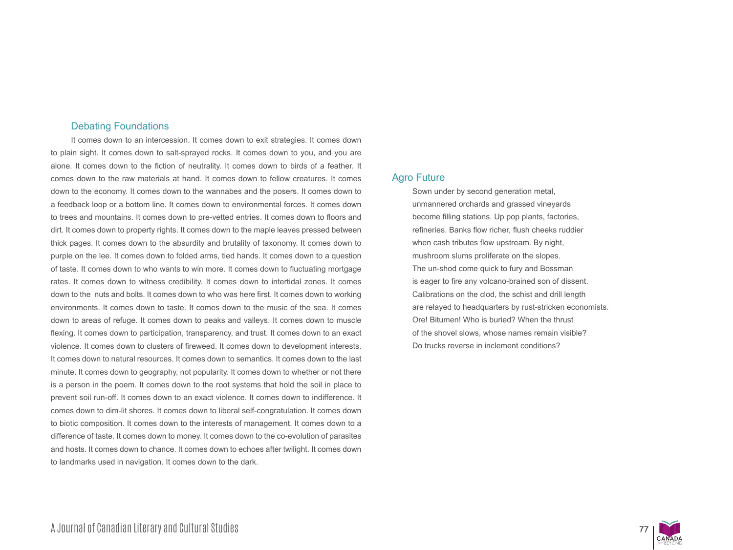## Debating Foundations

It comes down to an intercession. It comes down to exit strategies. It comes down to plain sight. It comes down to salt-sprayed rocks. It comes down to you, and you are alone. It comes down to the fiction of neutrality. It comes down to birds of a feather. It comes down to the raw materials at hand. It comes down to fellow creatures. It comes down to the economy. It comes down to the wannabes and the posers. It comes down to a feedback loop or a bottom line. It comes down to environmental forces. It comes down to trees and mountains. It comes down to pre-vetted entries. It comes down to floors and dirt. It comes down to property rights. It comes down to the maple leaves pressed between thick pages. It comes down to the absurdity and brutality of taxonomy. It comes down to purple on the lee. It comes down to folded arms, tied hands. It comes down to a question of taste. It comes down to who wants to win more. It comes down to fluctuating mortgage rates. It comes down to witness credibility. It comes down to intertidal zones. It comes down to the nuts and bolts. It comes down to who was here first. It comes down to working environments. It comes down to taste. It comes down to the music of the sea. It comes down to areas of refuge. It comes down to peaks and valleys. It comes down to muscle flexing. It comes down to participation, transparency, and trust. It comes down to an exact violence. It comes down to clusters of fireweed. It comes down to development interests. It comes down to natural resources. It comes down to semantics. It comes down to the last minute. It comes down to geography, not popularity. It comes down to whether or not there is a person in the poem. It comes down to the root systems that hold the soil in place to prevent soil run-off. It comes down to an exact violence. It comes down to indifference. It comes down to dim-lit shores. It comes down to liberal self-congratulation. It comes down to biotic composition. It comes down to the interests of management. It comes down to a difference of taste. It comes down to money. It comes down to the co-evolution of parasites and hosts. It comes down to chance. It comes down to echoes after twilight. It comes down to landmarks used in navigation. It comes down to the dark.

## Agro Future

Sown under by second generation metal,  
unmannered orchards and grassed vineyards  
become filling stations. Up pop plants, factories,  
refineries. Banks flow richer, flush cheeks ruddier  
when cash tributes flow upstream. By night,  
mushroom slums proliferate on the slopes.  
The un-shod come quick to fury and Bossman  
is eager to fire any volcano-brained son of dissent.  
Calibrations on the clod, the schist and drill length  
are relayed to headquarters by rust-stricken economists.  
Ore! Bitumen! Who is buried? When the thrust  
of the shovel slows, whose names remain visible?  
Do trucks reverse in inclement conditions?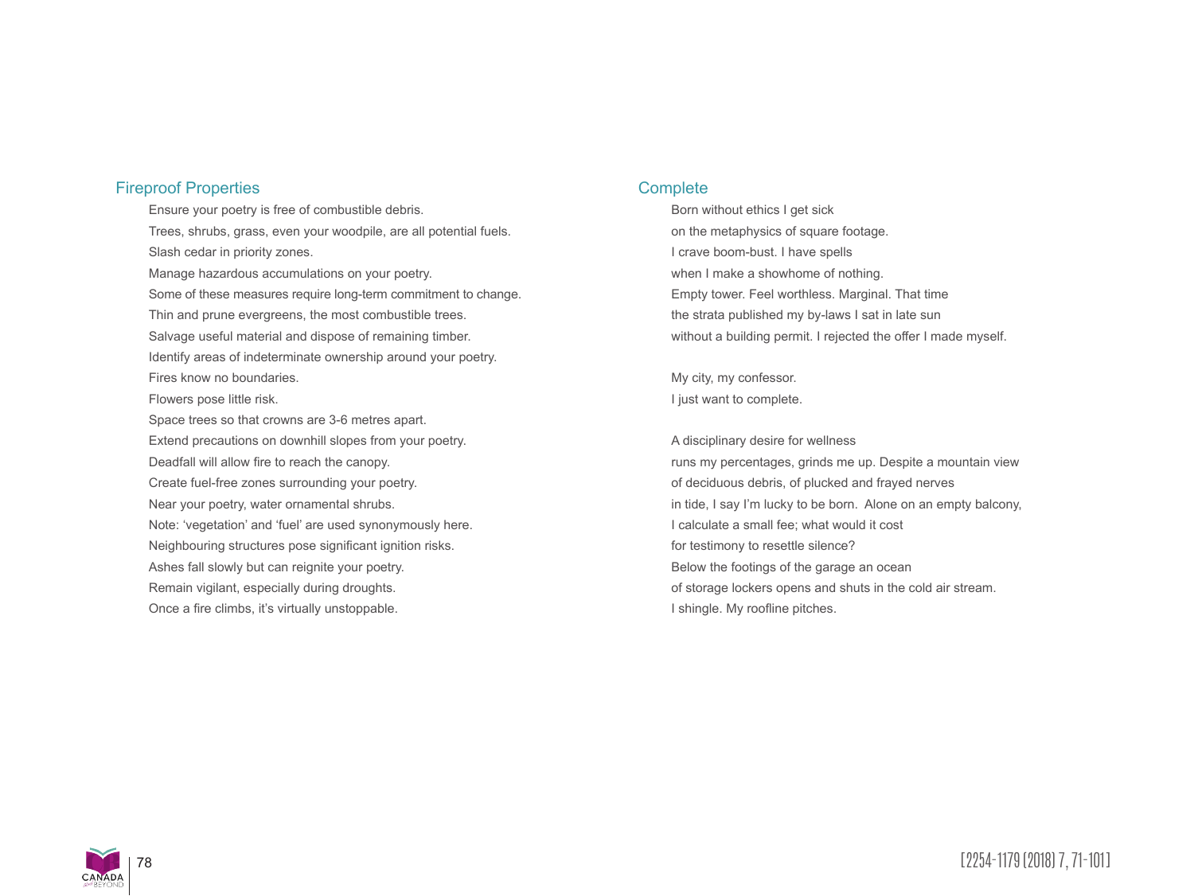## Fireproof Properties

Ensure your poetry is free of combustible debris.
Trees, shrubs, grass, even your woodpile, are all potential fuels.
Slash cedar in priority zones.
Manage hazardous accumulations on your poetry.
Some of these measures require long-term commitment to change.
Thin and prune evergreens, the most combustible trees.
Salvage useful material and dispose of remaining timber.
Identify areas of indeterminate ownership around your poetry.
Fires know no boundaries.
Flowers pose little risk.
Space trees so that crowns are 3-6 metres apart.
Extend precautions on downhill slopes from your poetry.
Deadfall will allow fire to reach the canopy.
Create fuel-free zones surrounding your poetry.
Near your poetry, water ornamental shrubs.
Note: 'vegetation' and 'fuel' are used synonymously here.
Neighbouring structures pose significant ignition risks.
Ashes fall slowly but can reignite your poetry.
Remain vigilant, especially during droughts.
Once a fire climbs, it's virtually unstoppable.

## Complete

Born without ethics I get sick
on the metaphysics of square footage.
I crave boom-bust. I have spells
when I make a showhome of nothing.
Empty tower. Feel worthless. Marginal. That time
the strata published my by-laws I sat in late sun
without a building permit. I rejected the offer I made myself.

My city, my confessor.
I just want to complete.

A disciplinary desire for wellness
runs my percentages, grinds me up. Despite a mountain view
of deciduous debris, of plucked and frayed nerves
in tide, I say I'm lucky to be born. Alone on an empty balcony,
I calculate a small fee; what would it cost
for testimony to resettle silence?
Below the footings of the garage an ocean
of storage lockers opens and shuts in the cold air stream.
I shingle. My roofline pitches.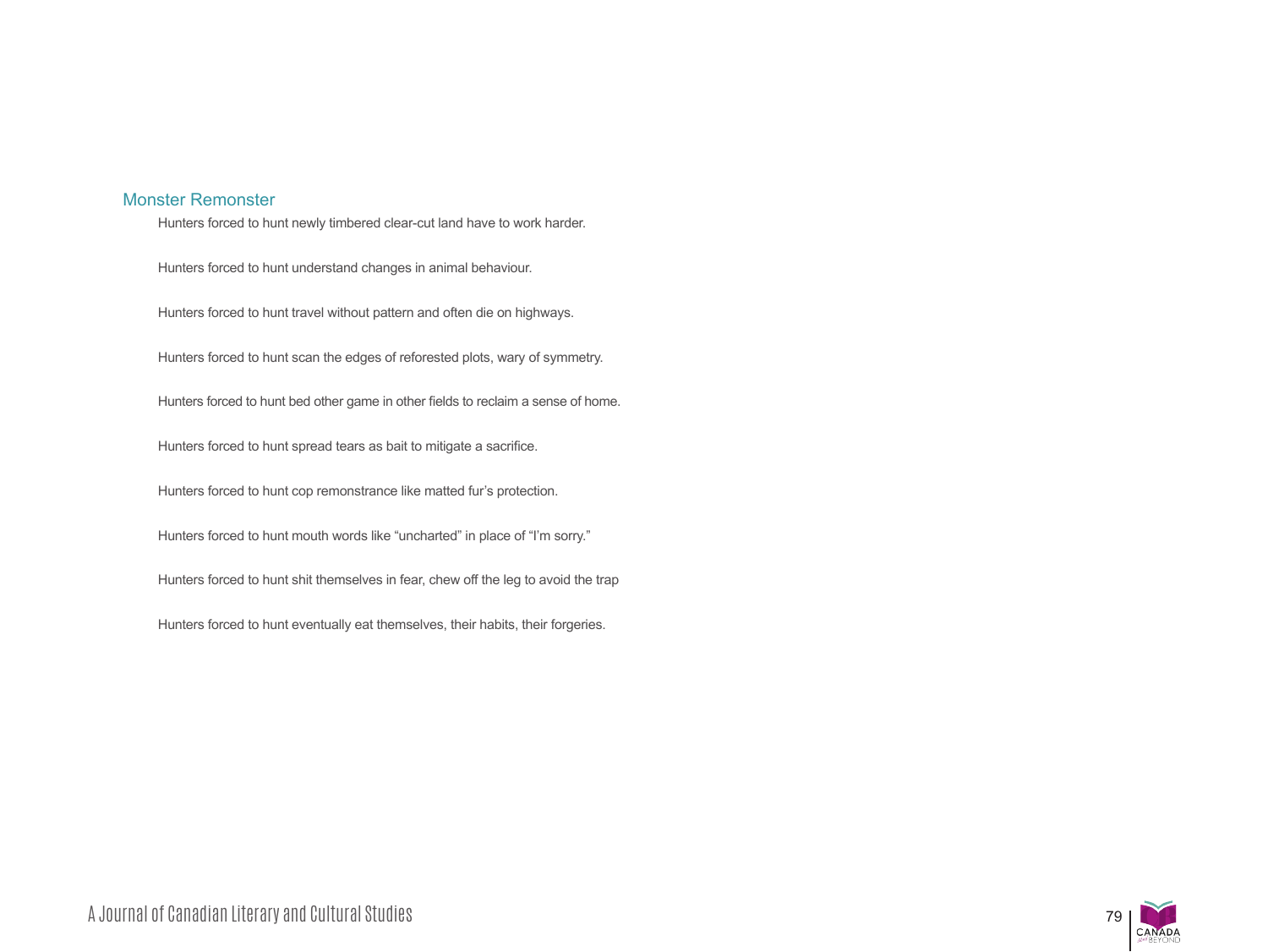### Monster Remonster

Hunters forced to hunt newly timbered clear-cut land have to work harder.

Hunters forced to hunt understand changes in animal behaviour.

Hunters forced to hunt travel without pattern and often die on highways.

Hunters forced to hunt scan the edges of reforested plots, wary of symmetry.

Hunters forced to hunt bed other game in other fields to reclaim a sense of home.

Hunters forced to hunt spread tears as bait to mitigate a sacrifice.

Hunters forced to hunt cop remonstrance like matted fur's protection.

Hunters forced to hunt mouth words like "uncharted" in place of "I'm sorry."

Hunters forced to hunt shit themselves in fear, chew off the leg to avoid the trap

Hunters forced to hunt eventually eat themselves, their habits, their forgeries.